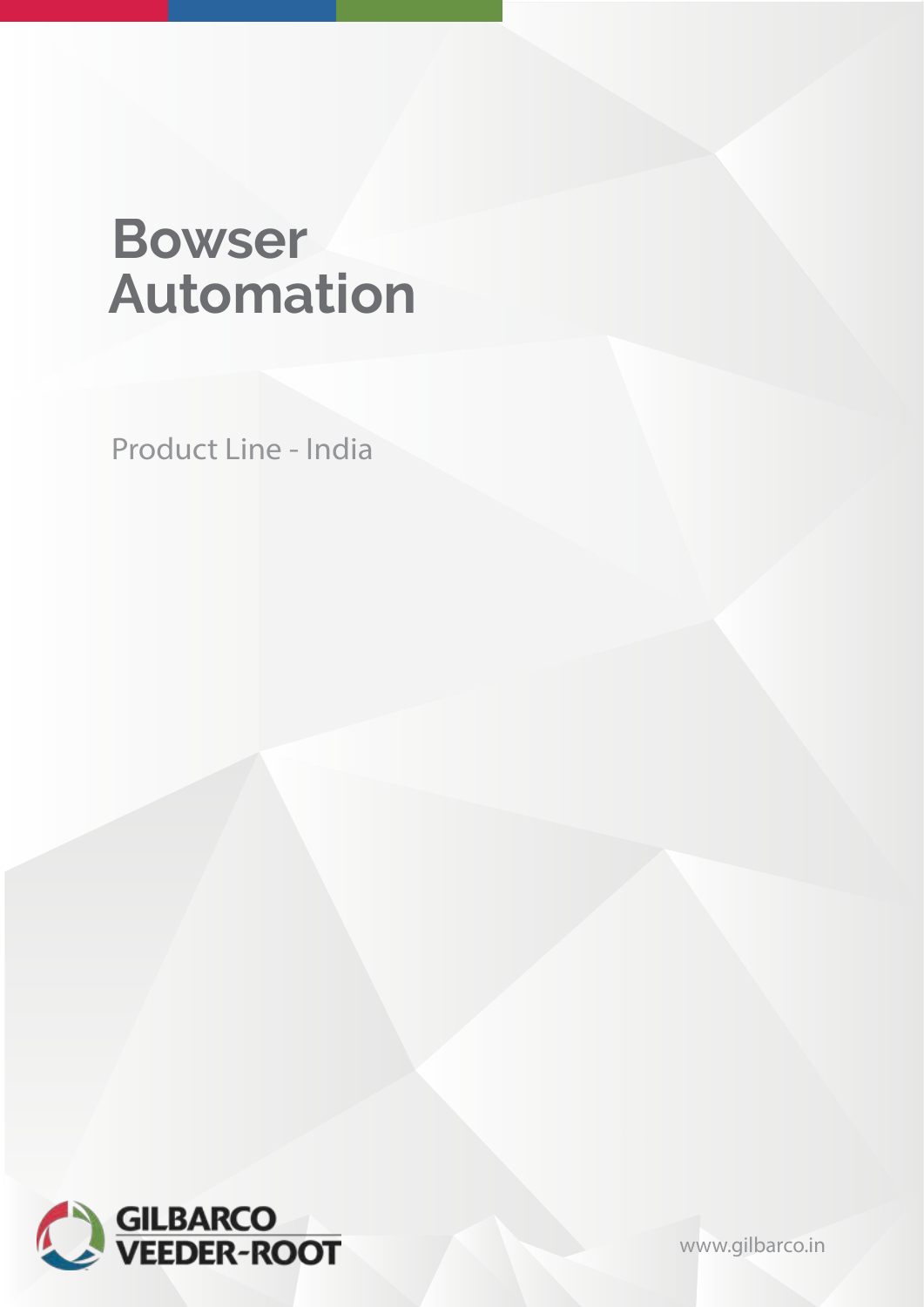# Bowser Automation

Product Line - India

GILBARCO VEEDER-ROOT

www.gilbarco.in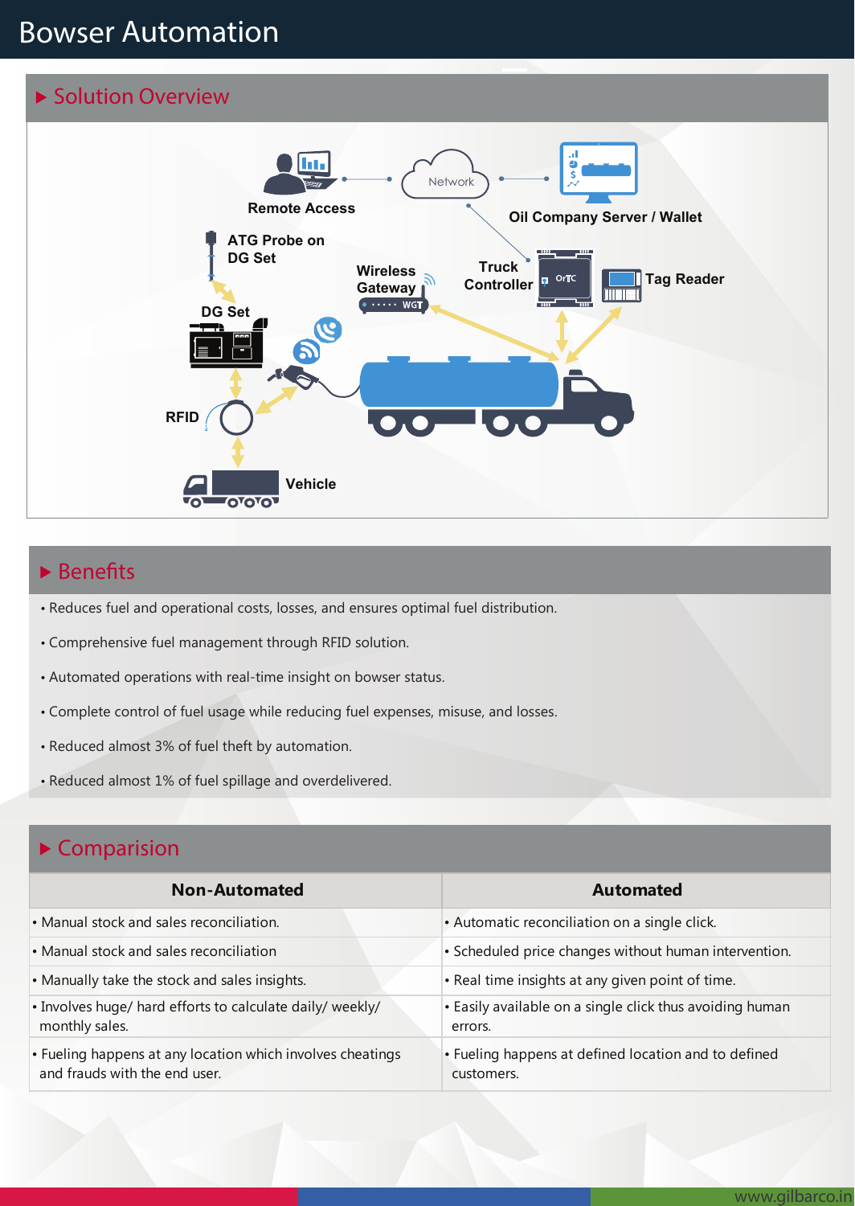# Bowser Automation

## Solution Overview

Remote Access

Network

Oil Company Server / Wallet

ATG Probe on DG Set

Wireless Gateway

Truck Controller

Tag Reader

DG Set

RFID

Vehicle

## Benefits

- Reduces fuel and operational costs, losses, and ensures optimal fuel distribution.
- Comprehensive fuel management through RFID solution.
- Automated operations with real-time insight on bowser status.
- Complete control of fuel usage while reducing fuel expenses, misuse, and losses.
- Reduced almost 3% of fuel theft by automation.
- Reduced almost 1% of fuel spillage and overdelivered.

## Comparision

| Non-Automated | Automated |
|---|---|
| • Manual stock and sales reconciliation. | • Automatic reconciliation on a single click. |
| • Manual stock and sales reconciliation | • Scheduled price changes without human intervention. |
| • Manually take the stock and sales insights. | • Real time insights at any given point of time. |
| • Involves huge/ hard efforts to calculate daily/ weekly/ monthly sales. | • Easily available on a single click thus avoiding human errors. |
| • Fueling happens at any location which involves cheatings and frauds with the end user. | • Fueling happens at defined location and to defined customers. |

www.gilbarco.in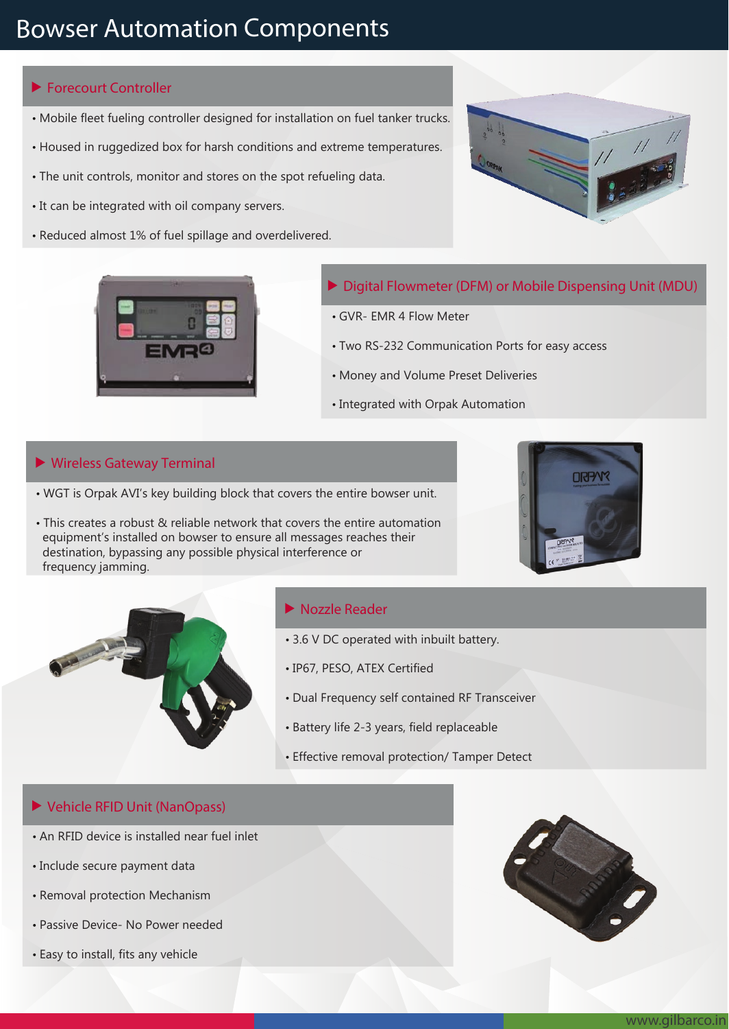# Bowser Automation Components

## Forecourt Controller

- Mobile fleet fueling controller designed for installation on fuel tanker trucks.
- Housed in ruggedized box for harsh conditions and extreme temperatures.
- The unit controls, monitor and stores on the spot refueling data.
- It can be integrated with oil company servers.
- Reduced almost 1% of fuel spillage and overdelivered.

## Digital Flowmeter (DFM) or Mobile Dispensing Unit (MDU)

- GVR- EMR 4 Flow Meter
- Two RS-232 Communication Ports for easy access
- Money and Volume Preset Deliveries
- Integrated with Orpak Automation

## Wireless Gateway Terminal

- WGT is Orpak AVI's key building block that covers the entire bowser unit.
- This creates a robust & reliable network that covers the entire automation equipment's installed on bowser to ensure all messages reaches their destination, bypassing any possible physical interference or frequency jamming.

## Nozzle Reader

- 3.6 V DC operated with inbuilt battery.
- IP67, PESO, ATEX Certified
- Dual Frequency self contained RF Transceiver
- Battery life 2-3 years, field replaceable
- Effective removal protection/ Tamper Detect

## Vehicle RFID Unit (NanOpass)

- An RFID device is installed near fuel inlet
- Include secure payment data
- Removal protection Mechanism
- Passive Device- No Power needed
- Easy to install, fits any vehicle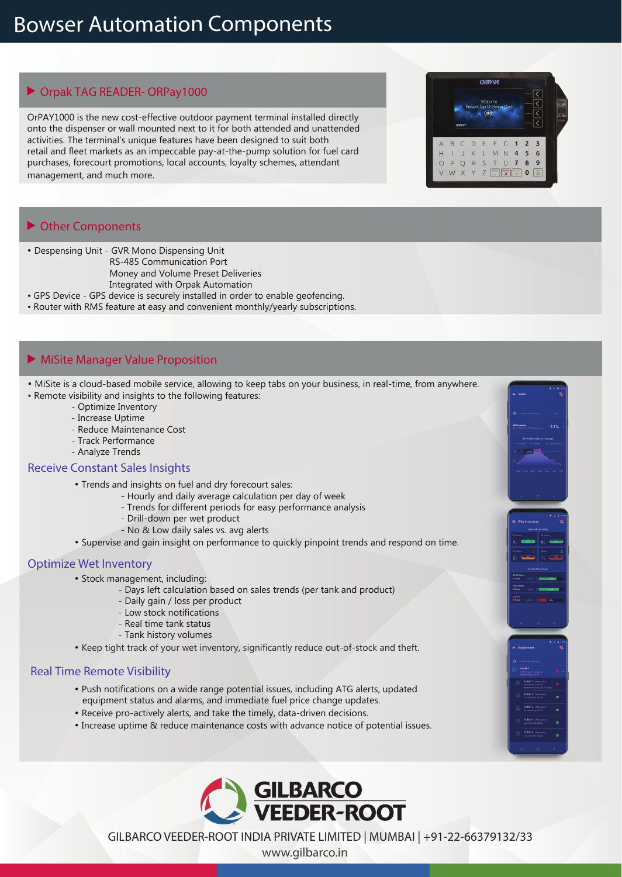# Bowser Automation Components

## ▶ Orpak TAG READER- ORPay1000

OrPAY1000 is the new cost-effective outdoor payment terminal installed directly onto the dispenser or wall mounted next to it for both attended and unattended activities. The terminal's unique features have been designed to suit both retail and fleet markets as an impeccable pay-at-the-pump solution for fuel card purchases, forecourt promotions, local accounts, loyalty schemes, attendant management, and much more.

## ▶ Other Components

- Despensing Unit - GVR Mono Dispensing Unit
  - RS-485 Communication Port
  - Money and Volume Preset Deliveries
  - Integrated with Orpak Automation
- GPS Device - GPS device is securely installed in order to enable geofencing.
- Router with RMS feature at easy and convenient monthly/yearly subscriptions.

## ▶ MiSite Manager Value Proposition

- MiSite is a cloud-based mobile service, allowing to keep tabs on your business, in real-time, from anywhere.
- Remote visibility and insights to the following features:
  - Optimize Inventory
  - Increase Uptime
  - Reduce Maintenance Cost
  - Track Performance
  - Analyze Trends

### Receive Constant Sales Insights

- Trends and insights on fuel and dry forecourt sales:
  - Hourly and daily average calculation per day of week
  - Trends for different periods for easy performance analysis
  - Drill-down per wet product
  - No & Low daily sales vs. avg alerts
- Supervise and gain insight on performance to quickly pinpoint trends and respond on time.

### Optimize Wet Inventory

- Stock management, including:
  - Days left calculation based on sales trends (per tank and product)
  - Daily gain / loss per product
  - Low stock notifications
  - Real time tank status
  - Tank history volumes
- Keep tight track of your wet inventory, significantly reduce out-of-stock and theft.

### Real Time Remote Visibility

- Push notifications on a wide range potential issues, including ATG alerts, updated equipment status and alarms, and immediate fuel price change updates.
- Receive pro-actively alerts, and take the timely, data-driven decisions.
- Increase uptime & reduce maintenance costs with advance notice of potential issues.

GILBARCO VEEDER-ROOT

GILBARCO VEEDER-ROOT INDIA PRIVATE LIMITED | MUMBAI | +91-22-66379132/33

www.gilbarco.in